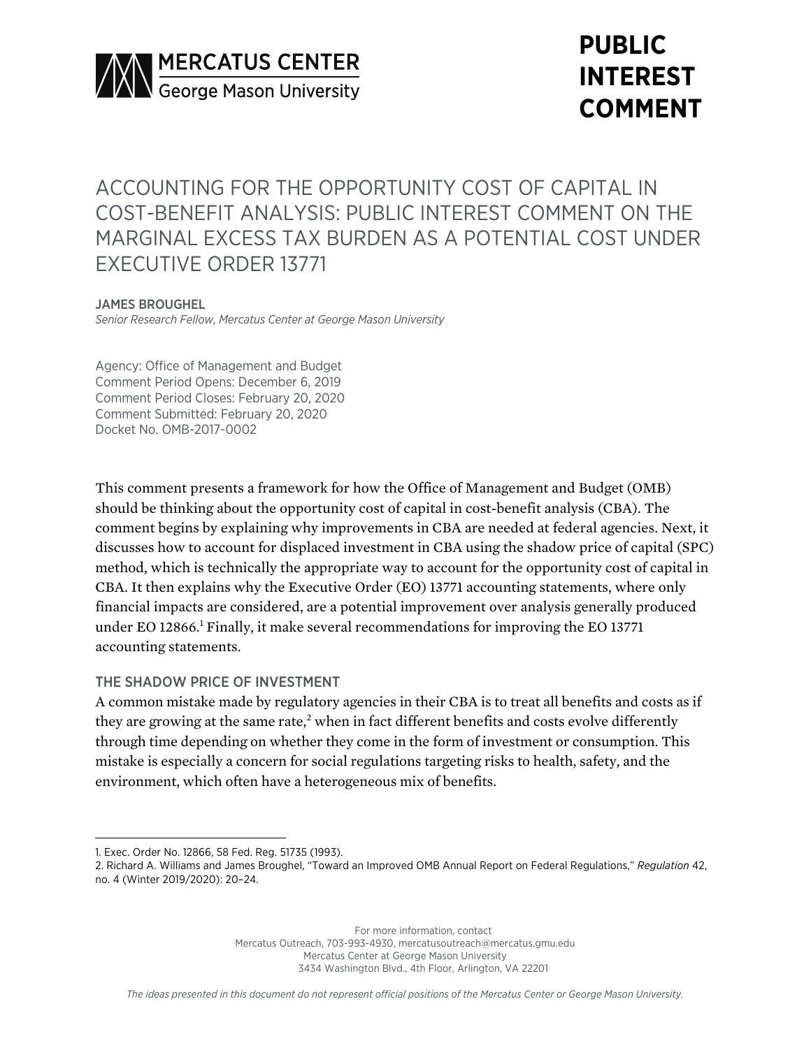MERCATUS CENTER
George Mason University

**PUBLIC INTEREST COMMENT**

# ACCOUNTING FOR THE OPPORTUNITY COST OF CAPITAL IN COST-BENEFIT ANALYSIS: PUBLIC INTEREST COMMENT ON THE MARGINAL EXCESS TAX BURDEN AS A POTENTIAL COST UNDER EXECUTIVE ORDER 13771

JAMES BROUGHEL
*Senior Research Fellow, Mercatus Center at George Mason University*

Agency: Office of Management and Budget
Comment Period Opens: December 6, 2019
Comment Period Closes: February 20, 2020
Comment Submitted: February 20, 2020
Docket No. OMB-2017-0002

This comment presents a framework for how the Office of Management and Budget (OMB) should be thinking about the opportunity cost of capital in cost-benefit analysis (CBA). The comment begins by explaining why improvements in CBA are needed at federal agencies. Next, it discusses how to account for displaced investment in CBA using the shadow price of capital (SPC) method, which is technically the appropriate way to account for the opportunity cost of capital in CBA. It then explains why the Executive Order (EO) 13771 accounting statements, where only financial impacts are considered, are a potential improvement over analysis generally produced under EO 12866.[1] Finally, it make several recommendations for improving the EO 13771 accounting statements.

## THE SHADOW PRICE OF INVESTMENT

A common mistake made by regulatory agencies in their CBA is to treat all benefits and costs as if they are growing at the same rate,[2] when in fact different benefits and costs evolve differently through time depending on whether they come in the form of investment or consumption. This mistake is especially a concern for social regulations targeting risks to health, safety, and the environment, which often have a heterogeneous mix of benefits.

1. Exec. Order No. 12866, 58 Fed. Reg. 51735 (1993).
2. Richard A. Williams and James Broughel, "Toward an Improved OMB Annual Report on Federal Regulations," *Regulation* 42, no. 4 (Winter 2019/2020): 20–24.

For more information, contact
Mercatus Outreach, 703-993-4930, mercatusoutreach@mercatus.gmu.edu
Mercatus Center at George Mason University
3434 Washington Blvd., 4th Floor, Arlington, VA 22201

*The ideas presented in this document do not represent official positions of the Mercatus Center or George Mason University.*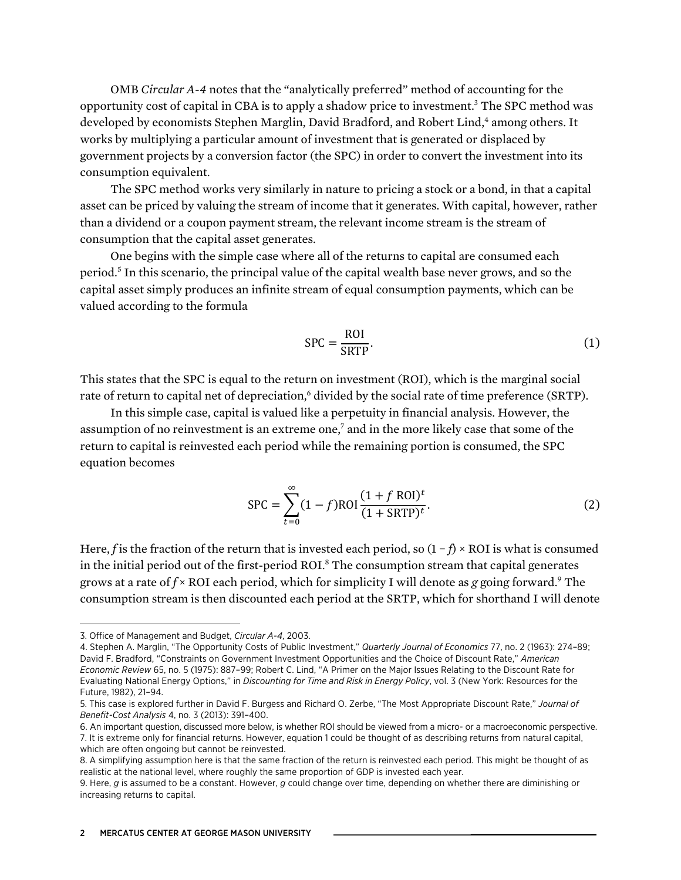OMB *Circular A-4* notes that the "analytically preferred" method of accounting for the opportunity cost of capital in CBA is to apply a shadow price to investment.[3] The SPC method was developed by economists Stephen Marglin, David Bradford, and Robert Lind,[4] among others. It works by multiplying a particular amount of investment that is generated or displaced by government projects by a conversion factor (the SPC) in order to convert the investment into its consumption equivalent.

The SPC method works very similarly in nature to pricing a stock or a bond, in that a capital asset can be priced by valuing the stream of income that it generates. With capital, however, rather than a dividend or a coupon payment stream, the relevant income stream is the stream of consumption that the capital asset generates.

One begins with the simple case where all of the returns to capital are consumed each period.[5] In this scenario, the principal value of the capital wealth base never grows, and so the capital asset simply produces an infinite stream of equal consumption payments, which can be valued according to the formula

$$\text{SPC} = \frac{\text{ROI}}{\text{SRTP}}. \tag{1}$$

This states that the SPC is equal to the return on investment (ROI), which is the marginal social rate of return to capital net of depreciation,[6] divided by the social rate of time preference (SRTP).

In this simple case, capital is valued like a perpetuity in financial analysis. However, the assumption of no reinvestment is an extreme one,[7] and in the more likely case that some of the return to capital is reinvested each period while the remaining portion is consumed, the SPC equation becomes

$$\text{SPC} = \sum_{t=0}^{\infty} (1-f)\text{ROI}\,\frac{(1+f\ \text{ROI})^t}{(1+\text{SRTP})^t}. \tag{2}$$

Here, $f$ is the fraction of the return that is invested each period, so $(1 - f) \times \text{ROI}$ is what is consumed in the initial period out of the first-period ROI.[8] The consumption stream that capital generates grows at a rate of $f \times \text{ROI}$ each period, which for simplicity I will denote as $g$ going forward.[9] The consumption stream is then discounted each period at the SRTP, which for shorthand I will denote

---

3. Office of Management and Budget, *Circular A-4*, 2003.

4. Stephen A. Marglin, "The Opportunity Costs of Public Investment," *Quarterly Journal of Economics* 77, no. 2 (1963): 274–89; David F. Bradford, "Constraints on Government Investment Opportunities and the Choice of Discount Rate," *American Economic Review* 65, no. 5 (1975): 887–99; Robert C. Lind, "A Primer on the Major Issues Relating to the Discount Rate for Evaluating National Energy Options," in *Discounting for Time and Risk in Energy Policy*, vol. 3 (New York: Resources for the Future, 1982), 21–94.

5. This case is explored further in David F. Burgess and Richard O. Zerbe, "The Most Appropriate Discount Rate," *Journal of Benefit-Cost Analysis* 4, no. 3 (2013): 391–400.

6. An important question, discussed more below, is whether ROI should be viewed from a micro- or a macroeconomic perspective.

7. It is extreme only for financial returns. However, equation 1 could be thought of as describing returns from natural capital, which are often ongoing but cannot be reinvested.

8. A simplifying assumption here is that the same fraction of the return is reinvested each period. This might be thought of as realistic at the national level, where roughly the same proportion of GDP is invested each year.

9. Here, $g$ is assumed to be a constant. However, $g$ could change over time, depending on whether there are diminishing or increasing returns to capital.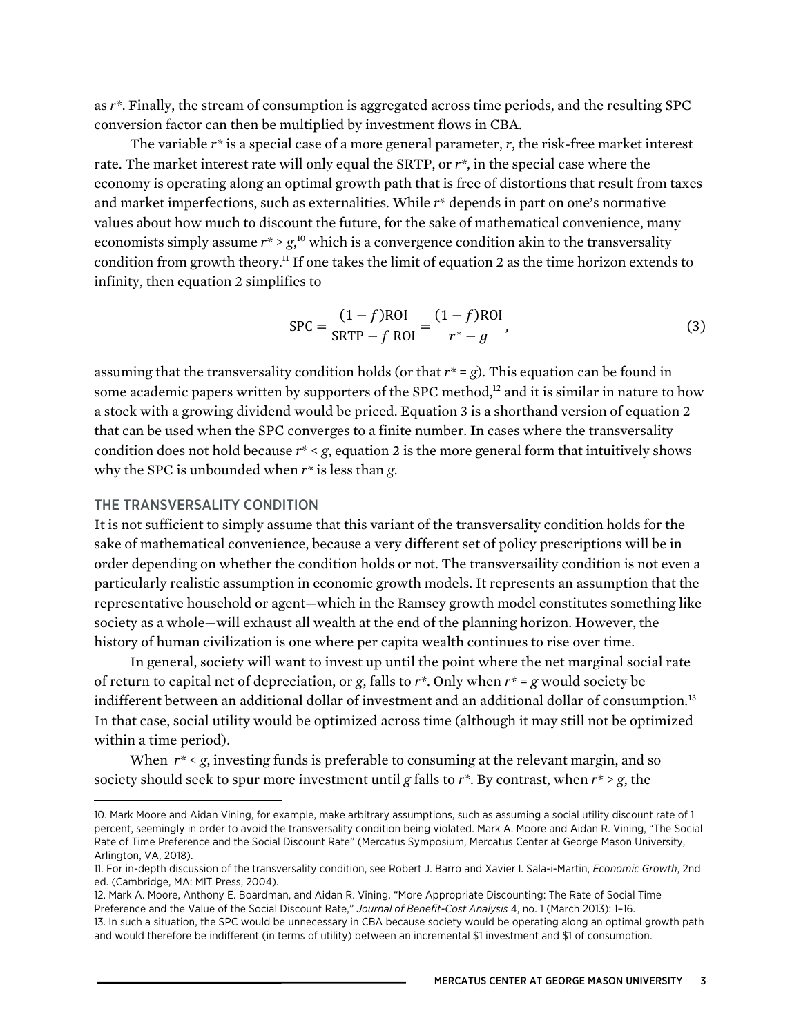as $r^*$. Finally, the stream of consumption is aggregated across time periods, and the resulting SPC conversion factor can then be multiplied by investment flows in CBA.

The variable $r^*$ is a special case of a more general parameter, $r$, the risk-free market interest rate. The market interest rate will only equal the SRTP, or $r^*$, in the special case where the economy is operating along an optimal growth path that is free of distortions that result from taxes and market imperfections, such as externalities. While $r^*$ depends in part on one's normative values about how much to discount the future, for the sake of mathematical convenience, many economists simply assume $r^* > g$,[10] which is a convergence condition akin to the transversality condition from growth theory.[11] If one takes the limit of equation 2 as the time horizon extends to infinity, then equation 2 simplifies to

$$\text{SPC} = \frac{(1-f)\text{ROI}}{\text{SRTP} - f\ \text{ROI}} = \frac{(1-f)\text{ROI}}{r^* - g}, \tag{3}$$

assuming that the transversality condition holds (or that $r^* = g$). This equation can be found in some academic papers written by supporters of the SPC method,[12] and it is similar in nature to how a stock with a growing dividend would be priced. Equation 3 is a shorthand version of equation 2 that can be used when the SPC converges to a finite number. In cases where the transversality condition does not hold because $r^* < g$, equation 2 is the more general form that intuitively shows why the SPC is unbounded when $r^*$ is less than $g$.

## THE TRANSVERSALITY CONDITION

It is not sufficient to simply assume that this variant of the transversality condition holds for the sake of mathematical convenience, because a very different set of policy prescriptions will be in order depending on whether the condition holds or not. The transversaility condition is not even a particularly realistic assumption in economic growth models. It represents an assumption that the representative household or agent—which in the Ramsey growth model constitutes something like society as a whole—will exhaust all wealth at the end of the planning horizon. However, the history of human civilization is one where per capita wealth continues to rise over time.

In general, society will want to invest up until the point where the net marginal social rate of return to capital net of depreciation, or $g$, falls to $r^*$. Only when $r^* = g$ would society be indifferent between an additional dollar of investment and an additional dollar of consumption.[13] In that case, social utility would be optimized across time (although it may still not be optimized within a time period).

When $r^* < g$, investing funds is preferable to consuming at the relevant margin, and so society should seek to spur more investment until $g$ falls to $r^*$. By contrast, when $r^* > g$, the

---

10. Mark Moore and Aidan Vining, for example, make arbitrary assumptions, such as assuming a social utility discount rate of 1 percent, seemingly in order to avoid the transversality condition being violated. Mark A. Moore and Aidan R. Vining, "The Social Rate of Time Preference and the Social Discount Rate" (Mercatus Symposium, Mercatus Center at George Mason University, Arlington, VA, 2018).

11. For in-depth discussion of the transversality condition, see Robert J. Barro and Xavier I. Sala-i-Martin, *Economic Growth*, 2nd ed. (Cambridge, MA: MIT Press, 2004).

12. Mark A. Moore, Anthony E. Boardman, and Aidan R. Vining, "More Appropriate Discounting: The Rate of Social Time Preference and the Value of the Social Discount Rate," *Journal of Benefit-Cost Analysis* 4, no. 1 (March 2013): 1–16.

13. In such a situation, the SPC would be unnecessary in CBA because society would be operating along an optimal growth path and would therefore be indifferent (in terms of utility) between an incremental $1 investment and $1 of consumption.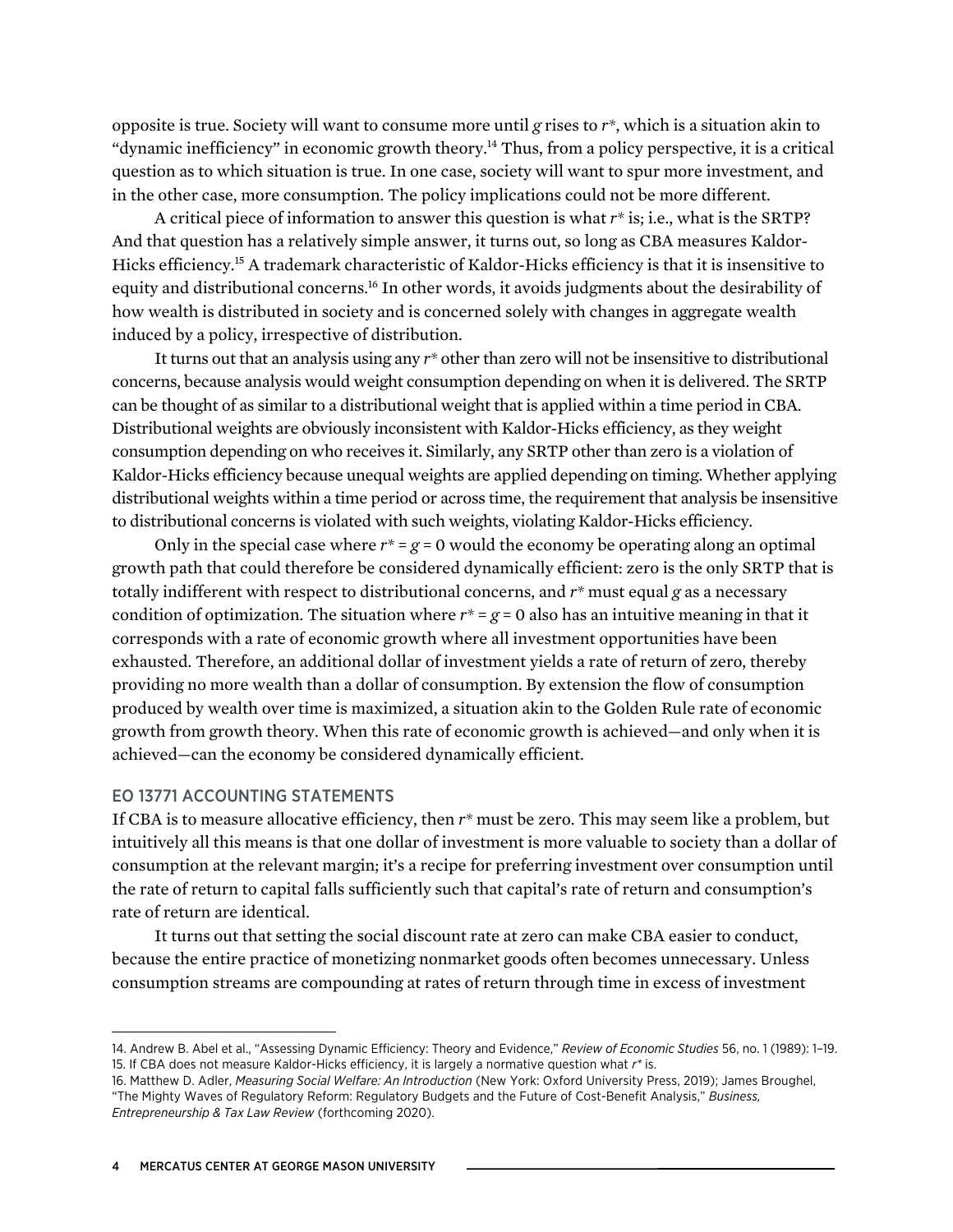opposite is true. Society will want to consume more until $g$ rises to $r^*$, which is a situation akin to "dynamic inefficiency" in economic growth theory.[14] Thus, from a policy perspective, it is a critical question as to which situation is true. In one case, society will want to spur more investment, and in the other case, more consumption. The policy implications could not be more different.

A critical piece of information to answer this question is what $r^*$ is; i.e., what is the SRTP? And that question has a relatively simple answer, it turns out, so long as CBA measures Kaldor-Hicks efficiency.[15] A trademark characteristic of Kaldor-Hicks efficiency is that it is insensitive to equity and distributional concerns.[16] In other words, it avoids judgments about the desirability of how wealth is distributed in society and is concerned solely with changes in aggregate wealth induced by a policy, irrespective of distribution.

It turns out that an analysis using any $r^*$ other than zero will not be insensitive to distributional concerns, because analysis would weight consumption depending on when it is delivered. The SRTP can be thought of as similar to a distributional weight that is applied within a time period in CBA. Distributional weights are obviously inconsistent with Kaldor-Hicks efficiency, as they weight consumption depending on who receives it. Similarly, any SRTP other than zero is a violation of Kaldor-Hicks efficiency because unequal weights are applied depending on timing. Whether applying distributional weights within a time period or across time, the requirement that analysis be insensitive to distributional concerns is violated with such weights, violating Kaldor-Hicks efficiency.

Only in the special case where $r^* = g = 0$ would the economy be operating along an optimal growth path that could therefore be considered dynamically efficient: zero is the only SRTP that is totally indifferent with respect to distributional concerns, and $r^*$ must equal $g$ as a necessary condition of optimization. The situation where $r^* = g = 0$ also has an intuitive meaning in that it corresponds with a rate of economic growth where all investment opportunities have been exhausted. Therefore, an additional dollar of investment yields a rate of return of zero, thereby providing no more wealth than a dollar of consumption. By extension the flow of consumption produced by wealth over time is maximized, a situation akin to the Golden Rule rate of economic growth from growth theory. When this rate of economic growth is achieved—and only when it is achieved—can the economy be considered dynamically efficient.

## EO 13771 ACCOUNTING STATEMENTS

If CBA is to measure allocative efficiency, then $r^*$ must be zero. This may seem like a problem, but intuitively all this means is that one dollar of investment is more valuable to society than a dollar of consumption at the relevant margin; it's a recipe for preferring investment over consumption until the rate of return to capital falls sufficiently such that capital's rate of return and consumption's rate of return are identical.

It turns out that setting the social discount rate at zero can make CBA easier to conduct, because the entire practice of monetizing nonmarket goods often becomes unnecessary. Unless consumption streams are compounding at rates of return through time in excess of investment

---

14. Andrew B. Abel et al., "Assessing Dynamic Efficiency: Theory and Evidence," *Review of Economic Studies* 56, no. 1 (1989): 1–19.

15. If CBA does not measure Kaldor-Hicks efficiency, it is largely a normative question what $r^*$ is.

16. Matthew D. Adler, *Measuring Social Welfare: An Introduction* (New York: Oxford University Press, 2019); James Broughel, "The Mighty Waves of Regulatory Reform: Regulatory Budgets and the Future of Cost-Benefit Analysis," *Business, Entrepreneurship & Tax Law Review* (forthcoming 2020).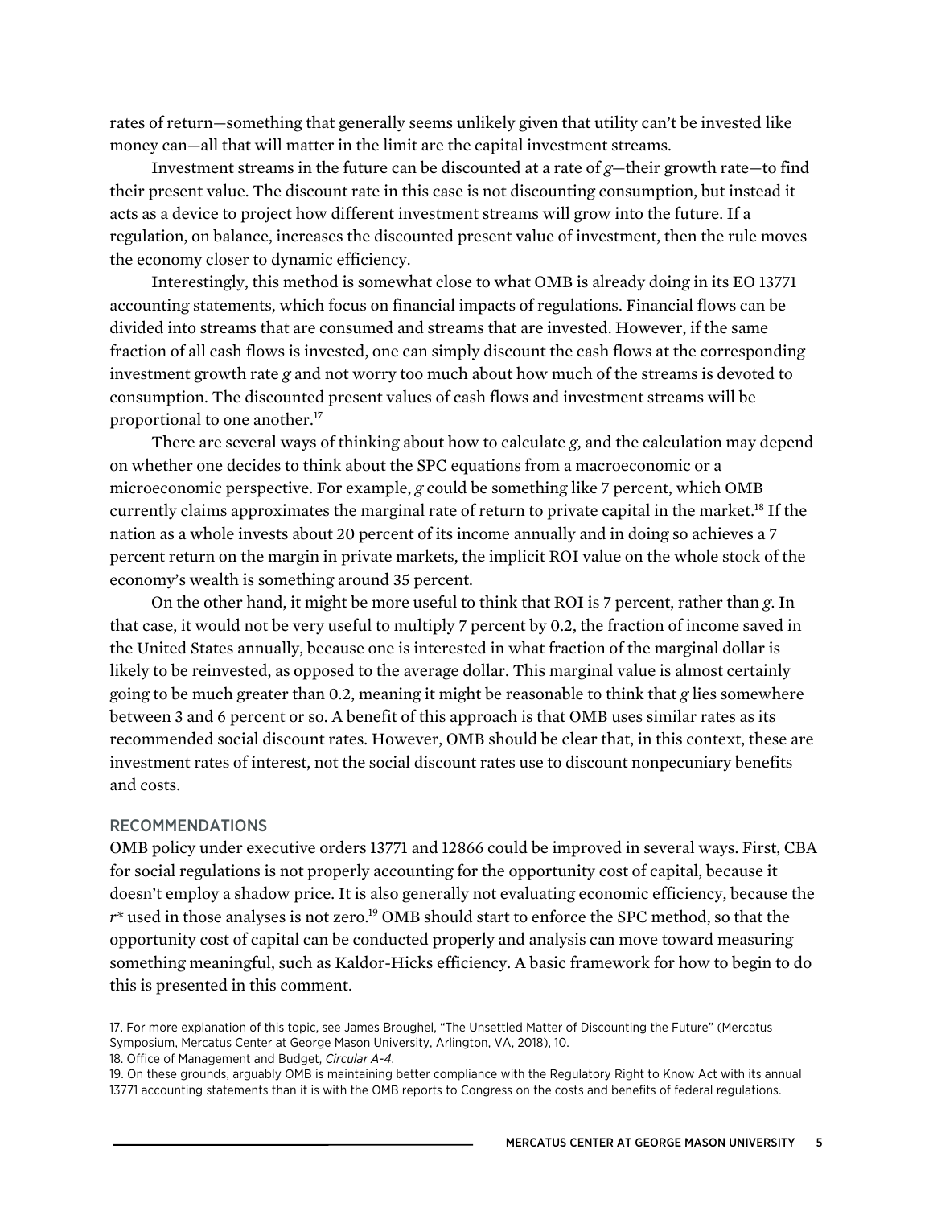rates of return—something that generally seems unlikely given that utility can't be invested like money can—all that will matter in the limit are the capital investment streams.

Investment streams in the future can be discounted at a rate of $g$—their growth rate—to find their present value. The discount rate in this case is not discounting consumption, but instead it acts as a device to project how different investment streams will grow into the future. If a regulation, on balance, increases the discounted present value of investment, then the rule moves the economy closer to dynamic efficiency.

Interestingly, this method is somewhat close to what OMB is already doing in its EO 13771 accounting statements, which focus on financial impacts of regulations. Financial flows can be divided into streams that are consumed and streams that are invested. However, if the same fraction of all cash flows is invested, one can simply discount the cash flows at the corresponding investment growth rate $g$ and not worry too much about how much of the streams is devoted to consumption. The discounted present values of cash flows and investment streams will be proportional to one another.[17]

There are several ways of thinking about how to calculate $g$, and the calculation may depend on whether one decides to think about the SPC equations from a macroeconomic or a microeconomic perspective. For example, $g$ could be something like 7 percent, which OMB currently claims approximates the marginal rate of return to private capital in the market.[18] If the nation as a whole invests about 20 percent of its income annually and in doing so achieves a 7 percent return on the margin in private markets, the implicit ROI value on the whole stock of the economy's wealth is something around 35 percent.

On the other hand, it might be more useful to think that ROI is 7 percent, rather than $g$. In that case, it would not be very useful to multiply 7 percent by 0.2, the fraction of income saved in the United States annually, because one is interested in what fraction of the marginal dollar is likely to be reinvested, as opposed to the average dollar. This marginal value is almost certainly going to be much greater than 0.2, meaning it might be reasonable to think that $g$ lies somewhere between 3 and 6 percent or so. A benefit of this approach is that OMB uses similar rates as its recommended social discount rates. However, OMB should be clear that, in this context, these are investment rates of interest, not the social discount rates use to discount nonpecuniary benefits and costs.

## RECOMMENDATIONS

OMB policy under executive orders 13771 and 12866 could be improved in several ways. First, CBA for social regulations is not properly accounting for the opportunity cost of capital, because it doesn't employ a shadow price. It is also generally not evaluating economic efficiency, because the $r^*$ used in those analyses is not zero.[19] OMB should start to enforce the SPC method, so that the opportunity cost of capital can be conducted properly and analysis can move toward measuring something meaningful, such as Kaldor-Hicks efficiency. A basic framework for how to begin to do this is presented in this comment.

---

17. For more explanation of this topic, see James Broughel, "The Unsettled Matter of Discounting the Future" (Mercatus Symposium, Mercatus Center at George Mason University, Arlington, VA, 2018), 10.

18. Office of Management and Budget, *Circular A-4*.

19. On these grounds, arguably OMB is maintaining better compliance with the Regulatory Right to Know Act with its annual 13771 accounting statements than it is with the OMB reports to Congress on the costs and benefits of federal regulations.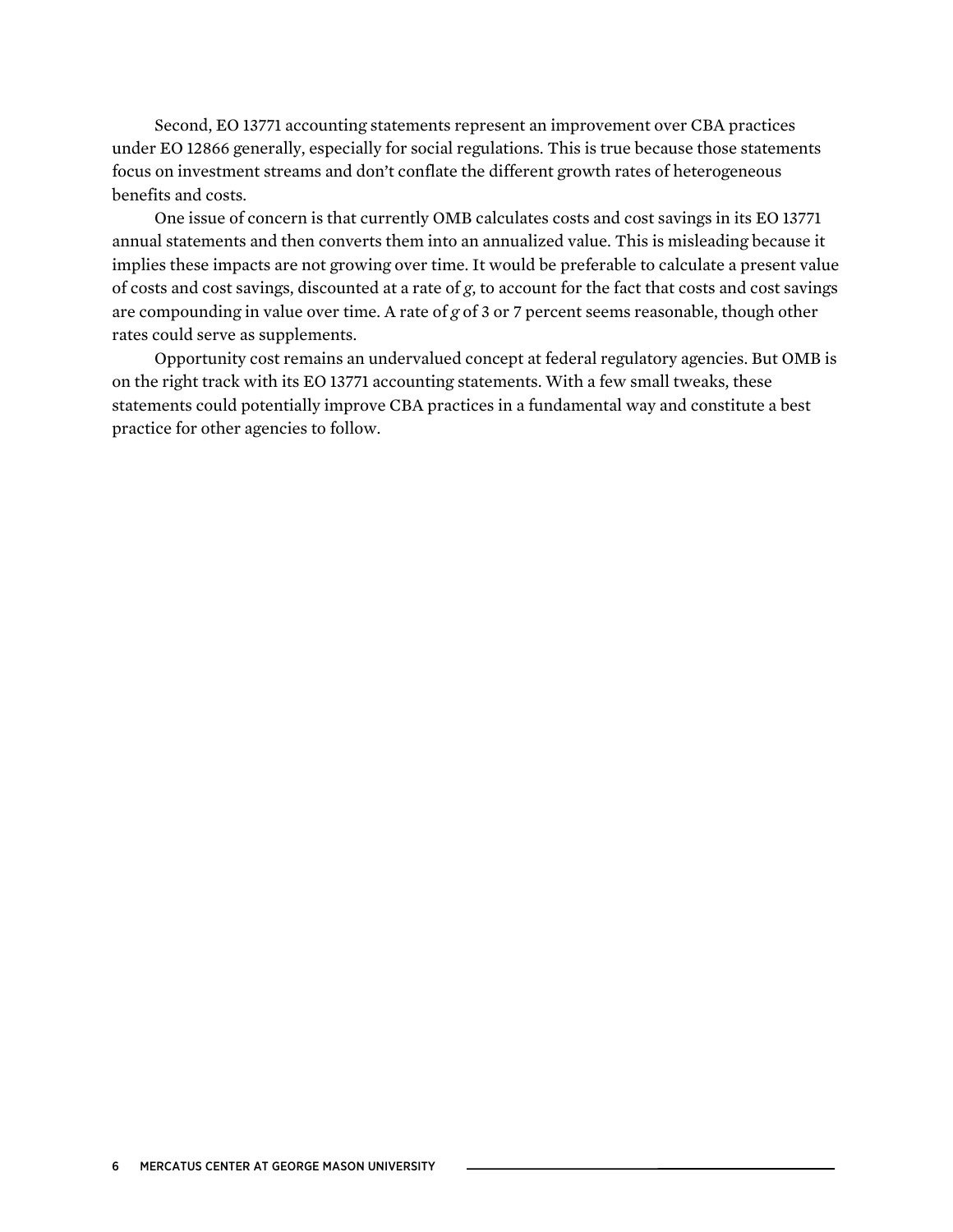Second, EO 13771 accounting statements represent an improvement over CBA practices under EO 12866 generally, especially for social regulations. This is true because those statements focus on investment streams and don't conflate the different growth rates of heterogeneous benefits and costs.

One issue of concern is that currently OMB calculates costs and cost savings in its EO 13771 annual statements and then converts them into an annualized value. This is misleading because it implies these impacts are not growing over time. It would be preferable to calculate a present value of costs and cost savings, discounted at a rate of $g$, to account for the fact that costs and cost savings are compounding in value over time. A rate of $g$ of 3 or 7 percent seems reasonable, though other rates could serve as supplements.

Opportunity cost remains an undervalued concept at federal regulatory agencies. But OMB is on the right track with its EO 13771 accounting statements. With a few small tweaks, these statements could potentially improve CBA practices in a fundamental way and constitute a best practice for other agencies to follow.